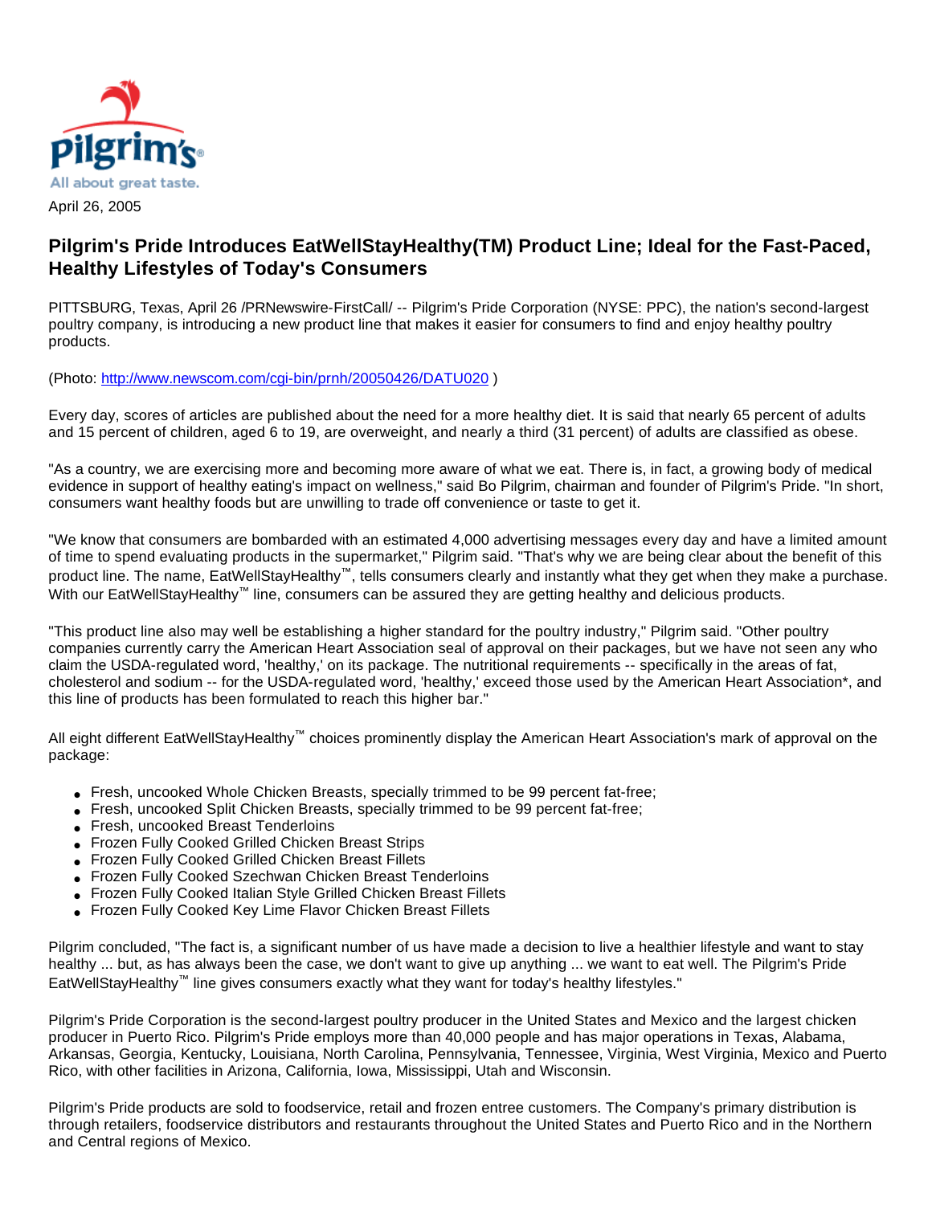Pilgrim's
All about great taste.

April 26, 2005

## Pilgrim's Pride Introduces EatWellStayHealthy(TM) Product Line; Ideal for the Fast-Paced, Healthy Lifestyles of Today's Consumers

PITTSBURG, Texas, April 26 /PRNewswire-FirstCall/ -- Pilgrim's Pride Corporation (NYSE: PPC), the nation's second-largest poultry company, is introducing a new product line that makes it easier for consumers to find and enjoy healthy poultry products.

(Photo: http://www.newscom.com/cgi-bin/prnh/20050426/DATU020 )

Every day, scores of articles are published about the need for a more healthy diet. It is said that nearly 65 percent of adults and 15 percent of children, aged 6 to 19, are overweight, and nearly a third (31 percent) of adults are classified as obese.

"As a country, we are exercising more and becoming more aware of what we eat. There is, in fact, a growing body of medical evidence in support of healthy eating's impact on wellness," said Bo Pilgrim, chairman and founder of Pilgrim's Pride. "In short, consumers want healthy foods but are unwilling to trade off convenience or taste to get it.

"We know that consumers are bombarded with an estimated 4,000 advertising messages every day and have a limited amount of time to spend evaluating products in the supermarket," Pilgrim said. "That's why we are being clear about the benefit of this product line. The name, EatWellStayHealthy™, tells consumers clearly and instantly what they get when they make a purchase. With our EatWellStayHealthy™ line, consumers can be assured they are getting healthy and delicious products.

"This product line also may well be establishing a higher standard for the poultry industry," Pilgrim said. "Other poultry companies currently carry the American Heart Association seal of approval on their packages, but we have not seen any who claim the USDA-regulated word, 'healthy,' on its package. The nutritional requirements -- specifically in the areas of fat, cholesterol and sodium -- for the USDA-regulated word, 'healthy,' exceed those used by the American Heart Association*, and this line of products has been formulated to reach this higher bar."

All eight different EatWellStayHealthy™ choices prominently display the American Heart Association's mark of approval on the package:

- Fresh, uncooked Whole Chicken Breasts, specially trimmed to be 99 percent fat-free;
- Fresh, uncooked Split Chicken Breasts, specially trimmed to be 99 percent fat-free;
- Fresh, uncooked Breast Tenderloins
- Frozen Fully Cooked Grilled Chicken Breast Strips
- Frozen Fully Cooked Grilled Chicken Breast Fillets
- Frozen Fully Cooked Szechwan Chicken Breast Tenderloins
- Frozen Fully Cooked Italian Style Grilled Chicken Breast Fillets
- Frozen Fully Cooked Key Lime Flavor Chicken Breast Fillets

Pilgrim concluded, "The fact is, a significant number of us have made a decision to live a healthier lifestyle and want to stay healthy ... but, as has always been the case, we don't want to give up anything ... we want to eat well. The Pilgrim's Pride EatWellStayHealthy™ line gives consumers exactly what they want for today's healthy lifestyles."

Pilgrim's Pride Corporation is the second-largest poultry producer in the United States and Mexico and the largest chicken producer in Puerto Rico. Pilgrim's Pride employs more than 40,000 people and has major operations in Texas, Alabama, Arkansas, Georgia, Kentucky, Louisiana, North Carolina, Pennsylvania, Tennessee, Virginia, West Virginia, Mexico and Puerto Rico, with other facilities in Arizona, California, Iowa, Mississippi, Utah and Wisconsin.

Pilgrim's Pride products are sold to foodservice, retail and frozen entree customers. The Company's primary distribution is through retailers, foodservice distributors and restaurants throughout the United States and Puerto Rico and in the Northern and Central regions of Mexico.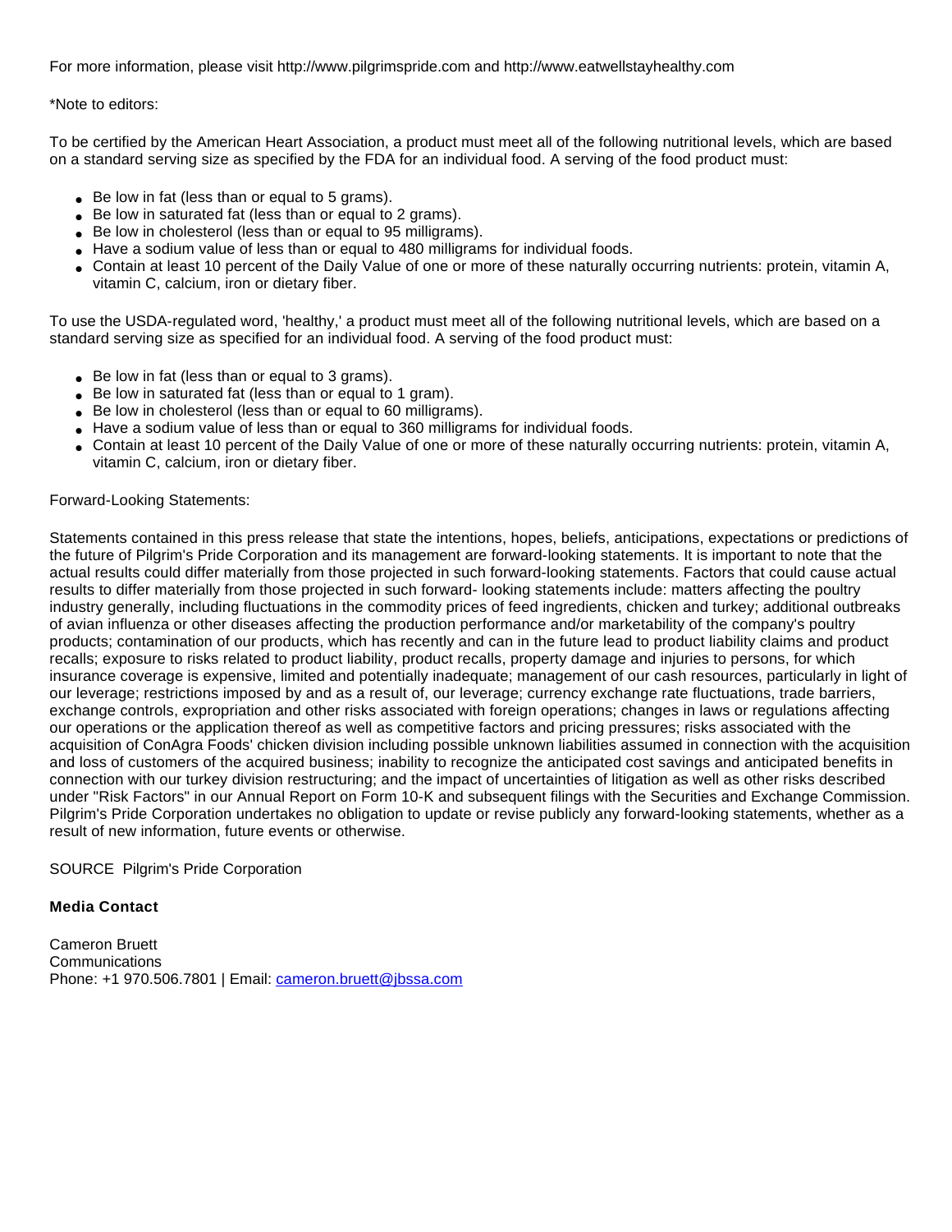For more information, please visit http://www.pilgrimspride.com and http://www.eatwellstayhealthy.com

*Note to editors:

To be certified by the American Heart Association, a product must meet all of the following nutritional levels, which are based on a standard serving size as specified by the FDA for an individual food. A serving of the food product must:

- Be low in fat (less than or equal to 5 grams).
- Be low in saturated fat (less than or equal to 2 grams).
- Be low in cholesterol (less than or equal to 95 milligrams).
- Have a sodium value of less than or equal to 480 milligrams for individual foods.
- Contain at least 10 percent of the Daily Value of one or more of these naturally occurring nutrients: protein, vitamin A, vitamin C, calcium, iron or dietary fiber.

To use the USDA-regulated word, 'healthy,' a product must meet all of the following nutritional levels, which are based on a standard serving size as specified for an individual food. A serving of the food product must:

- Be low in fat (less than or equal to 3 grams).
- Be low in saturated fat (less than or equal to 1 gram).
- Be low in cholesterol (less than or equal to 60 milligrams).
- Have a sodium value of less than or equal to 360 milligrams for individual foods.
- Contain at least 10 percent of the Daily Value of one or more of these naturally occurring nutrients: protein, vitamin A, vitamin C, calcium, iron or dietary fiber.

Forward-Looking Statements:

Statements contained in this press release that state the intentions, hopes, beliefs, anticipations, expectations or predictions of the future of Pilgrim's Pride Corporation and its management are forward-looking statements. It is important to note that the actual results could differ materially from those projected in such forward-looking statements. Factors that could cause actual results to differ materially from those projected in such forward- looking statements include: matters affecting the poultry industry generally, including fluctuations in the commodity prices of feed ingredients, chicken and turkey; additional outbreaks of avian influenza or other diseases affecting the production performance and/or marketability of the company's poultry products; contamination of our products, which has recently and can in the future lead to product liability claims and product recalls; exposure to risks related to product liability, product recalls, property damage and injuries to persons, for which insurance coverage is expensive, limited and potentially inadequate; management of our cash resources, particularly in light of our leverage; restrictions imposed by and as a result of, our leverage; currency exchange rate fluctuations, trade barriers, exchange controls, expropriation and other risks associated with foreign operations; changes in laws or regulations affecting our operations or the application thereof as well as competitive factors and pricing pressures; risks associated with the acquisition of ConAgra Foods' chicken division including possible unknown liabilities assumed in connection with the acquisition and loss of customers of the acquired business; inability to recognize the anticipated cost savings and anticipated benefits in connection with our turkey division restructuring; and the impact of uncertainties of litigation as well as other risks described under "Risk Factors" in our Annual Report on Form 10-K and subsequent filings with the Securities and Exchange Commission. Pilgrim's Pride Corporation undertakes no obligation to update or revise publicly any forward-looking statements, whether as a result of new information, future events or otherwise.

SOURCE Pilgrim's Pride Corporation

**Media Contact**

Cameron Bruett
Communications
Phone: +1 970.506.7801 | Email: cameron.bruett@jbssa.com